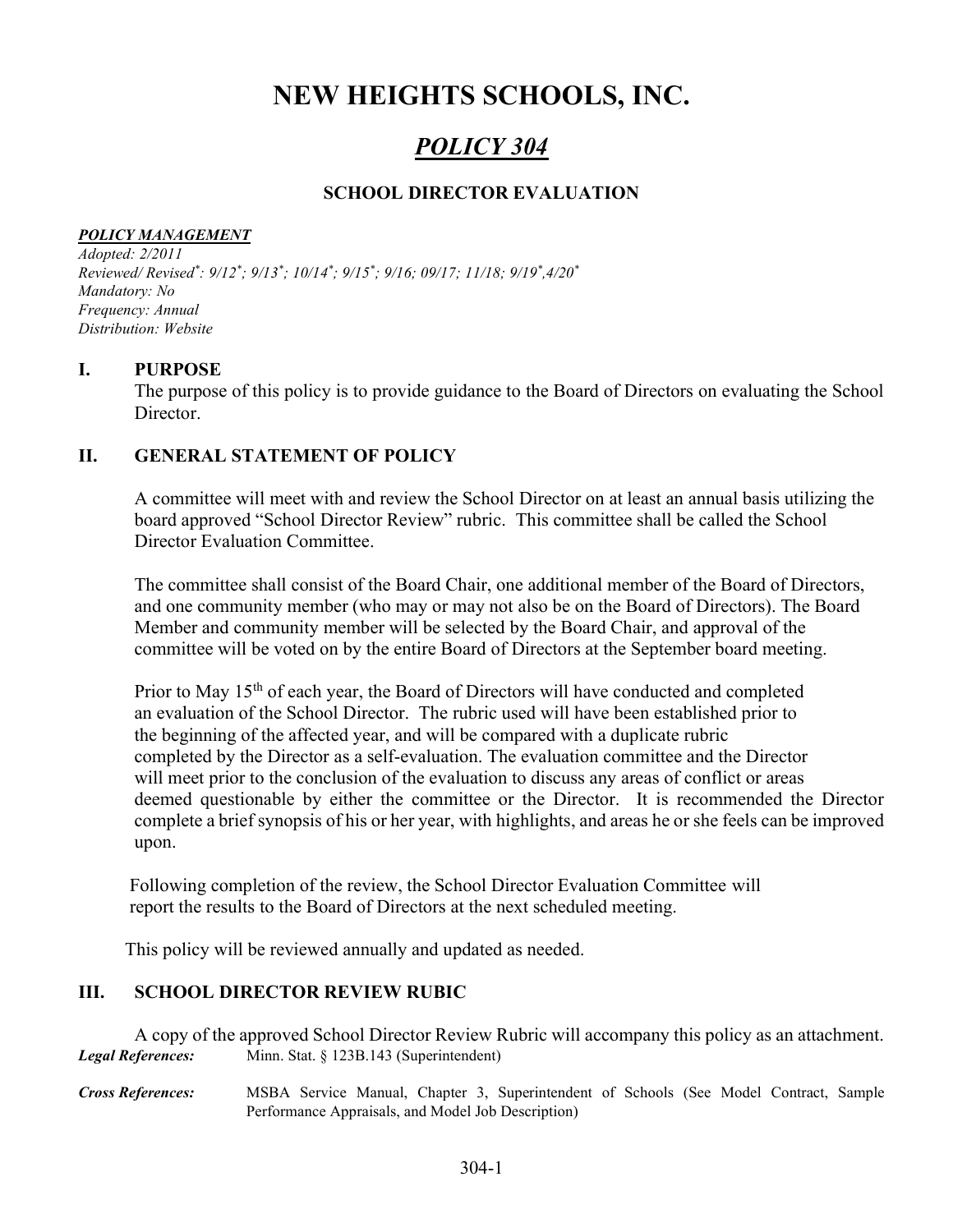# NEW HEIGHTS SCHOOLS, INC.

## *POLICY 304*

### SCHOOL DIRECTOR EVALUATION

***POLICY MANAGEMENT***

*Adopted: 2/2011*
*Reviewed/ Revised*: 9/12*; 9/13*; 10/14*; 9/15*; 9/16; 09/17; 11/18; 9/19*,4/20**
*Mandatory: No*
*Frequency: Annual*
*Distribution: Website*

**I. PURPOSE**

The purpose of this policy is to provide guidance to the Board of Directors on evaluating the School Director.

**II. GENERAL STATEMENT OF POLICY**

A committee will meet with and review the School Director on at least an annual basis utilizing the board approved "School Director Review" rubric. This committee shall be called the School Director Evaluation Committee.

The committee shall consist of the Board Chair, one additional member of the Board of Directors, and one community member (who may or may not also be on the Board of Directors). The Board Member and community member will be selected by the Board Chair, and approval of the committee will be voted on by the entire Board of Directors at the September board meeting.

Prior to May 15th of each year, the Board of Directors will have conducted and completed an evaluation of the School Director. The rubric used will have been established prior to the beginning of the affected year, and will be compared with a duplicate rubric completed by the Director as a self-evaluation. The evaluation committee and the Director will meet prior to the conclusion of the evaluation to discuss any areas of conflict or areas deemed questionable by either the committee or the Director. It is recommended the Director complete a brief synopsis of his or her year, with highlights, and areas he or she feels can be improved upon.

Following completion of the review, the School Director Evaluation Committee will report the results to the Board of Directors at the next scheduled meeting.

This policy will be reviewed annually and updated as needed.

**III. SCHOOL DIRECTOR REVIEW RUBIC**

A copy of the approved School Director Review Rubric will accompany this policy as an attachment.

***Legal References:*** Minn. Stat. § 123B.143 (Superintendent)

***Cross References:*** MSBA Service Manual, Chapter 3, Superintendent of Schools (See Model Contract, Sample Performance Appraisals, and Model Job Description)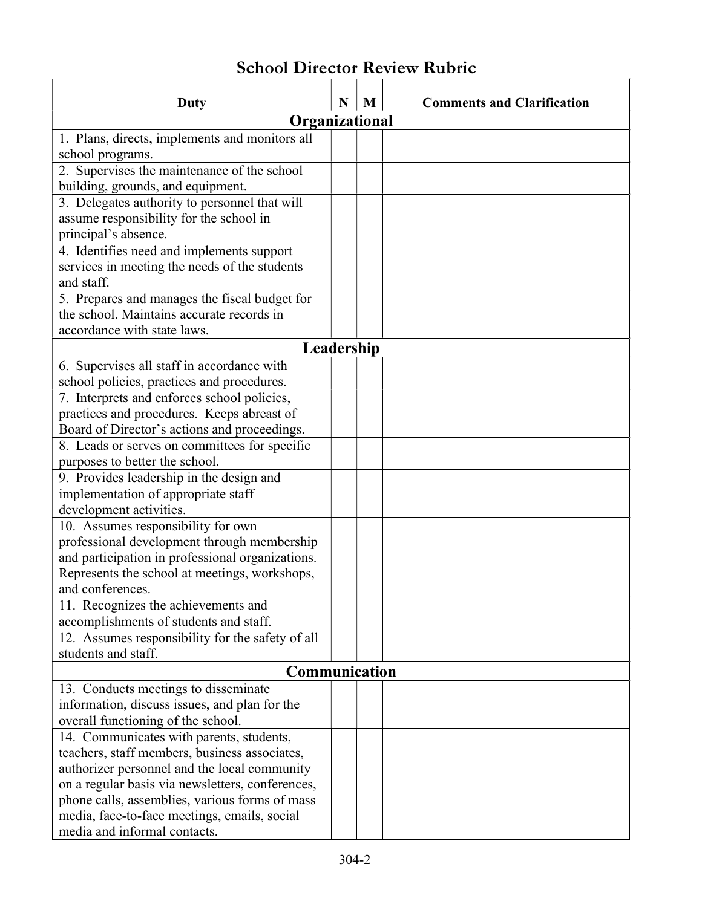# School Director Review Rubric

| Duty | N | M | Comments and Clarification |
|---|---|---|---|
| **Organizational** | | | |
| 1. Plans, directs, implements and monitors all school programs. | | | |
| 2. Supervises the maintenance of the school building, grounds, and equipment. | | | |
| 3. Delegates authority to personnel that will assume responsibility for the school in principal's absence. | | | |
| 4. Identifies need and implements support services in meeting the needs of the students and staff. | | | |
| 5. Prepares and manages the fiscal budget for the school. Maintains accurate records in accordance with state laws. | | | |
| **Leadership** | | | |
| 6. Supervises all staff in accordance with school policies, practices and procedures. | | | |
| 7. Interprets and enforces school policies, practices and procedures. Keeps abreast of Board of Director's actions and proceedings. | | | |
| 8. Leads or serves on committees for specific purposes to better the school. | | | |
| 9. Provides leadership in the design and implementation of appropriate staff development activities. | | | |
| 10. Assumes responsibility for own professional development through membership and participation in professional organizations. Represents the school at meetings, workshops, and conferences. | | | |
| 11. Recognizes the achievements and accomplishments of students and staff. | | | |
| 12. Assumes responsibility for the safety of all students and staff. | | | |
| **Communication** | | | |
| 13. Conducts meetings to disseminate information, discuss issues, and plan for the overall functioning of the school. | | | |
| 14. Communicates with parents, students, teachers, staff members, business associates, authorizer personnel and the local community on a regular basis via newsletters, conferences, phone calls, assemblies, various forms of mass media, face-to-face meetings, emails, social media and informal contacts. | | | |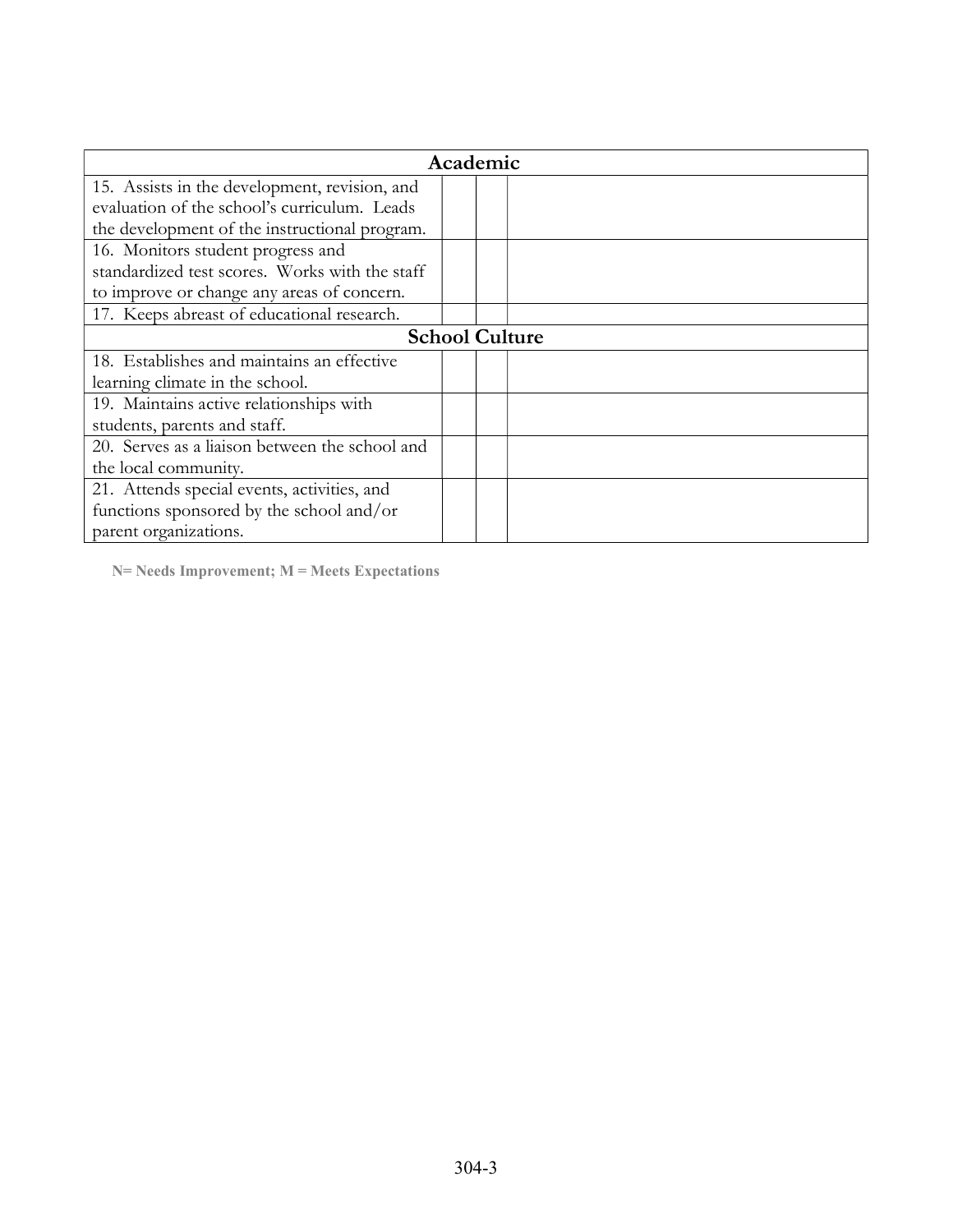| | | | |
|---|---|---|---|
| **Academic** | | | |
| 15. Assists in the development, revision, and evaluation of the school's curriculum. Leads the development of the instructional program. | | | |
| 16. Monitors student progress and standardized test scores. Works with the staff to improve or change any areas of concern. | | | |
| 17. Keeps abreast of educational research. | | | |
| **School Culture** | | | |
| 18. Establishes and maintains an effective learning climate in the school. | | | |
| 19. Maintains active relationships with students, parents and staff. | | | |
| 20. Serves as a liaison between the school and the local community. | | | |
| 21. Attends special events, activities, and functions sponsored by the school and/or parent organizations. | | | |

**N= Needs Improvement; M = Meets Expectations**